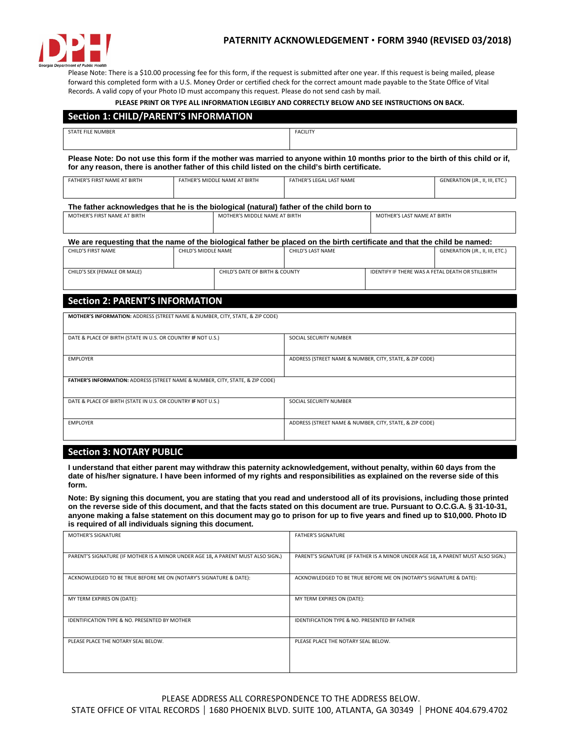# PATERNITY ACKNOWLEDGEMENT • FORM 3940 (REVISED 03/2018)

Georgia Department of Public Health

Please Note: There is a $10.00 processing fee for this form, if the request is submitted after one year. If this request is being mailed, please forward this completed form with a U.S. Money Order or certified check for the correct amount made payable to the State Office of Vital Records. A valid copy of your Photo ID must accompany this request. Please do not send cash by mail.

**PLEASE PRINT OR TYPE ALL INFORMATION LEGIBLY AND CORRECTLY BELOW AND SEE INSTRUCTIONS ON BACK.**

## Section 1: CHILD/PARENT'S INFORMATION

| STATE FILE NUMBER | FACILITY |
|---|---|
| | |

**Please Note: Do not use this form if the mother was married to anyone within 10 months prior to the birth of this child or if, for any reason, there is another father of this child listed on the child's birth certificate.**

| FATHER'S FIRST NAME AT BIRTH | FATHER'S MIDDLE NAME AT BIRTH | FATHER'S LEGAL LAST NAME | GENERATION (JR., II, III, ETC.) |
|---|---|---|---|
| | | | |

**The father acknowledges that he is the biological (natural) father of the child born to**

| MOTHER'S FIRST NAME AT BIRTH | MOTHER'S MIDDLE NAME AT BIRTH | MOTHER'S LAST NAME AT BIRTH |
|---|---|---|
| | | |

**We are requesting that the name of the biological father be placed on the birth certificate and that the child be named:**

| CHILD'S FIRST NAME | CHILD'S MIDDLE NAME | CHILD'S LAST NAME | GENERATION (JR., II, III, ETC.) |
|---|---|---|---|
| | | | |

| CHILD'S SEX (FEMALE OR MALE) | CHILD'S DATE OF BIRTH & COUNTY | IDENTIFY IF THERE WAS A FETAL DEATH OR STILLBIRTH |
|---|---|---|
| | | |

## Section 2: PARENT'S INFORMATION

| **MOTHER'S INFORMATION:** ADDRESS (STREET NAME & NUMBER, CITY, STATE, & ZIP CODE) | |
|---|---|
| DATE & PLACE OF BIRTH (STATE IN U.S. OR COUNTRY **IF** NOT U.S.) | SOCIAL SECURITY NUMBER |
| EMPLOYER | ADDRESS (STREET NAME & NUMBER, CITY, STATE, & ZIP CODE) |
| **FATHER'S INFORMATION:** ADDRESS (STREET NAME & NUMBER, CITY, STATE, & ZIP CODE) | |
| DATE & PLACE OF BIRTH (STATE IN U.S. OR COUNTRY **IF** NOT U.S.) | SOCIAL SECURITY NUMBER |
| EMPLOYER | ADDRESS (STREET NAME & NUMBER, CITY, STATE, & ZIP CODE) |

## Section 3: NOTARY PUBLIC

**I understand that either parent may withdraw this paternity acknowledgement, without penalty, within 60 days from the date of his/her signature. I have been informed of my rights and responsibilities as explained on the reverse side of this form.**

**Note: By signing this document, you are stating that you read and understood all of its provisions, including those printed on the reverse side of this document, and that the facts stated on this document are true. Pursuant to O.C.G.A. § 31-10-31, anyone making a false statement on this document may go to prison for up to five years and fined up to $10,000. Photo ID is required of all individuals signing this document.**

| MOTHER'S SIGNATURE | FATHER'S SIGNATURE |
|---|---|
| PARENT'S SIGNATURE (IF MOTHER IS A MINOR UNDER AGE 18, A PARENT MUST ALSO SIGN.) | PARENT'S SIGNATURE (IF FATHER IS A MINOR UNDER AGE 18, A PARENT MUST ALSO SIGN.) |
| ACKNOWLEDGED TO BE TRUE BEFORE ME ON (NOTARY'S SIGNATURE & DATE): | ACKNOWLEDGED TO BE TRUE BEFORE ME ON (NOTARY'S SIGNATURE & DATE): |
| MY TERM EXPIRES ON (DATE): | MY TERM EXPIRES ON (DATE): |
| IDENTIFICATION TYPE & NO. PRESENTED BY MOTHER | IDENTIFICATION TYPE & NO. PRESENTED BY FATHER |
| PLEASE PLACE THE NOTARY SEAL BELOW. | PLEASE PLACE THE NOTARY SEAL BELOW. |

PLEASE ADDRESS ALL CORRESPONDENCE TO THE ADDRESS BELOW.
STATE OFFICE OF VITAL RECORDS | 1680 PHOENIX BLVD. SUITE 100, ATLANTA, GA 30349 | PHONE 404.679.4702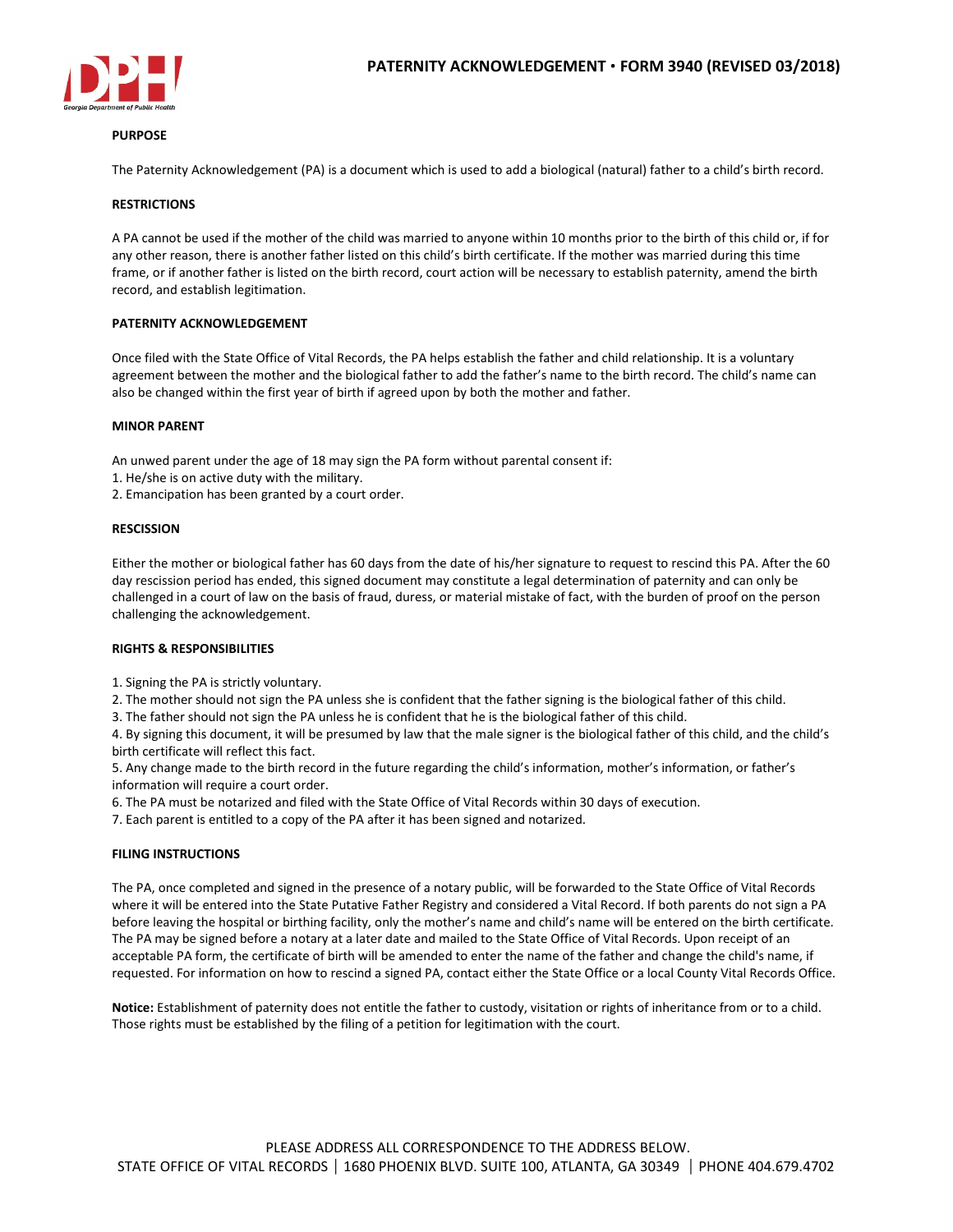# PATERNITY ACKNOWLEDGEMENT • FORM 3940 (REVISED 03/2018)

## PURPOSE

The Paternity Acknowledgement (PA) is a document which is used to add a biological (natural) father to a child's birth record.

## RESTRICTIONS

A PA cannot be used if the mother of the child was married to anyone within 10 months prior to the birth of this child or, if for any other reason, there is another father listed on this child's birth certificate. If the mother was married during this time frame, or if another father is listed on the birth record, court action will be necessary to establish paternity, amend the birth record, and establish legitimation.

## PATERNITY ACKNOWLEDGEMENT

Once filed with the State Office of Vital Records, the PA helps establish the father and child relationship. It is a voluntary agreement between the mother and the biological father to add the father's name to the birth record. The child's name can also be changed within the first year of birth if agreed upon by both the mother and father.

## MINOR PARENT

An unwed parent under the age of 18 may sign the PA form without parental consent if:

1. He/she is on active duty with the military.
2. Emancipation has been granted by a court order.

## RESCISSION

Either the mother or biological father has 60 days from the date of his/her signature to request to rescind this PA. After the 60 day rescission period has ended, this signed document may constitute a legal determination of paternity and can only be challenged in a court of law on the basis of fraud, duress, or material mistake of fact, with the burden of proof on the person challenging the acknowledgement.

## RIGHTS & RESPONSIBILITIES

1. Signing the PA is strictly voluntary.
2. The mother should not sign the PA unless she is confident that the father signing is the biological father of this child.
3. The father should not sign the PA unless he is confident that he is the biological father of this child.
4. By signing this document, it will be presumed by law that the male signer is the biological father of this child, and the child's birth certificate will reflect this fact.
5. Any change made to the birth record in the future regarding the child's information, mother's information, or father's information will require a court order.
6. The PA must be notarized and filed with the State Office of Vital Records within 30 days of execution.
7. Each parent is entitled to a copy of the PA after it has been signed and notarized.

## FILING INSTRUCTIONS

The PA, once completed and signed in the presence of a notary public, will be forwarded to the State Office of Vital Records where it will be entered into the State Putative Father Registry and considered a Vital Record. If both parents do not sign a PA before leaving the hospital or birthing facility, only the mother's name and child's name will be entered on the birth certificate. The PA may be signed before a notary at a later date and mailed to the State Office of Vital Records. Upon receipt of an acceptable PA form, the certificate of birth will be amended to enter the name of the father and change the child's name, if requested. For information on how to rescind a signed PA, contact either the State Office or a local County Vital Records Office.

**Notice:** Establishment of paternity does not entitle the father to custody, visitation or rights of inheritance from or to a child. Those rights must be established by the filing of a petition for legitimation with the court.

PLEASE ADDRESS ALL CORRESPONDENCE TO THE ADDRESS BELOW.
STATE OFFICE OF VITAL RECORDS | 1680 PHOENIX BLVD. SUITE 100, ATLANTA, GA 30349 | PHONE 404.679.4702